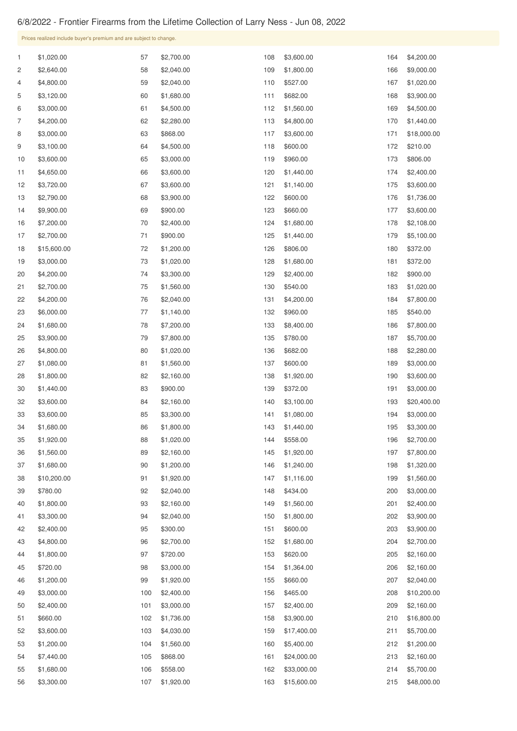# 6/8/2022 - Frontier Firearms from the Lifetime Collection of Larry Ness - Jun 08, 2022

Prices realized include buyer's premium and are subject to change.

| Lot | Price | Lot | Price | Lot | Price | Lot | Price |
|---|---|---|---|---|---|---|---|
| 1 | $1,020.00 | 57 | $2,700.00 | 108 | $3,600.00 | 164 | $4,200.00 |
| 2 | $2,640.00 | 58 | $2,040.00 | 109 | $1,800.00 | 166 | $9,000.00 |
| 4 | $4,800.00 | 59 | $2,040.00 | 110 | $527.00 | 167 | $1,020.00 |
| 5 | $3,120.00 | 60 | $1,680.00 | 111 | $682.00 | 168 | $3,900.00 |
| 6 | $3,000.00 | 61 | $4,500.00 | 112 | $1,560.00 | 169 | $4,500.00 |
| 7 | $4,200.00 | 62 | $2,280.00 | 113 | $4,800.00 | 170 | $1,440.00 |
| 8 | $3,000.00 | 63 | $868.00 | 117 | $3,600.00 | 171 | $18,000.00 |
| 9 | $3,100.00 | 64 | $4,500.00 | 118 | $600.00 | 172 | $210.00 |
| 10 | $3,600.00 | 65 | $3,000.00 | 119 | $960.00 | 173 | $806.00 |
| 11 | $4,650.00 | 66 | $3,600.00 | 120 | $1,440.00 | 174 | $2,400.00 |
| 12 | $3,720.00 | 67 | $3,600.00 | 121 | $1,140.00 | 175 | $3,600.00 |
| 13 | $2,790.00 | 68 | $3,900.00 | 122 | $600.00 | 176 | $1,736.00 |
| 14 | $9,900.00 | 69 | $900.00 | 123 | $660.00 | 177 | $3,600.00 |
| 16 | $7,200.00 | 70 | $2,400.00 | 124 | $1,680.00 | 178 | $2,108.00 |
| 17 | $2,700.00 | 71 | $900.00 | 125 | $1,440.00 | 179 | $5,100.00 |
| 18 | $15,600.00 | 72 | $1,200.00 | 126 | $806.00 | 180 | $372.00 |
| 19 | $3,000.00 | 73 | $1,020.00 | 128 | $1,680.00 | 181 | $372.00 |
| 20 | $4,200.00 | 74 | $3,300.00 | 129 | $2,400.00 | 182 | $900.00 |
| 21 | $2,700.00 | 75 | $1,560.00 | 130 | $540.00 | 183 | $1,020.00 |
| 22 | $4,200.00 | 76 | $2,040.00 | 131 | $4,200.00 | 184 | $7,800.00 |
| 23 | $6,000.00 | 77 | $1,140.00 | 132 | $960.00 | 185 | $540.00 |
| 24 | $1,680.00 | 78 | $7,200.00 | 133 | $8,400.00 | 186 | $7,800.00 |
| 25 | $3,900.00 | 79 | $7,800.00 | 135 | $780.00 | 187 | $5,700.00 |
| 26 | $4,800.00 | 80 | $1,020.00 | 136 | $682.00 | 188 | $2,280.00 |
| 27 | $1,080.00 | 81 | $1,560.00 | 137 | $600.00 | 189 | $3,000.00 |
| 28 | $1,800.00 | 82 | $2,160.00 | 138 | $1,920.00 | 190 | $3,600.00 |
| 30 | $1,440.00 | 83 | $900.00 | 139 | $372.00 | 191 | $3,000.00 |
| 32 | $3,600.00 | 84 | $2,160.00 | 140 | $3,100.00 | 193 | $20,400.00 |
| 33 | $3,600.00 | 85 | $3,300.00 | 141 | $1,080.00 | 194 | $3,000.00 |
| 34 | $1,680.00 | 86 | $1,800.00 | 143 | $1,440.00 | 195 | $3,300.00 |
| 35 | $1,920.00 | 88 | $1,020.00 | 144 | $558.00 | 196 | $2,700.00 |
| 36 | $1,560.00 | 89 | $2,160.00 | 145 | $1,920.00 | 197 | $7,800.00 |
| 37 | $1,680.00 | 90 | $1,200.00 | 146 | $1,240.00 | 198 | $1,320.00 |
| 38 | $10,200.00 | 91 | $1,920.00 | 147 | $1,116.00 | 199 | $1,560.00 |
| 39 | $780.00 | 92 | $2,040.00 | 148 | $434.00 | 200 | $3,000.00 |
| 40 | $1,800.00 | 93 | $2,160.00 | 149 | $1,560.00 | 201 | $2,400.00 |
| 41 | $3,300.00 | 94 | $2,040.00 | 150 | $1,800.00 | 202 | $3,900.00 |
| 42 | $2,400.00 | 95 | $300.00 | 151 | $600.00 | 203 | $3,900.00 |
| 43 | $4,800.00 | 96 | $2,700.00 | 152 | $1,680.00 | 204 | $2,700.00 |
| 44 | $1,800.00 | 97 | $720.00 | 153 | $620.00 | 205 | $2,160.00 |
| 45 | $720.00 | 98 | $3,000.00 | 154 | $1,364.00 | 206 | $2,160.00 |
| 46 | $1,200.00 | 99 | $1,920.00 | 155 | $660.00 | 207 | $2,040.00 |
| 49 | $3,000.00 | 100 | $2,400.00 | 156 | $465.00 | 208 | $10,200.00 |
| 50 | $2,400.00 | 101 | $3,000.00 | 157 | $2,400.00 | 209 | $2,160.00 |
| 51 | $660.00 | 102 | $1,736.00 | 158 | $3,900.00 | 210 | $16,800.00 |
| 52 | $3,600.00 | 103 | $4,030.00 | 159 | $17,400.00 | 211 | $5,700.00 |
| 53 | $1,200.00 | 104 | $1,560.00 | 160 | $5,400.00 | 212 | $1,200.00 |
| 54 | $7,440.00 | 105 | $868.00 | 161 | $24,000.00 | 213 | $2,160.00 |
| 55 | $1,680.00 | 106 | $558.00 | 162 | $33,000.00 | 214 | $5,700.00 |
| 56 | $3,300.00 | 107 | $1,920.00 | 163 | $15,600.00 | 215 | $48,000.00 |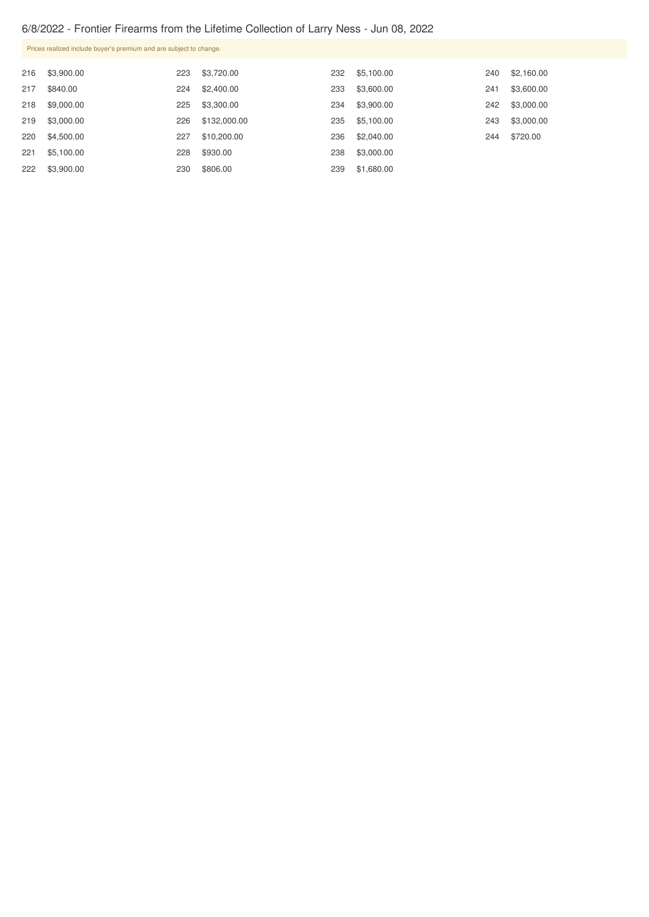# 6/8/2022 - Frontier Firearms from the Lifetime Collection of Larry Ness - Jun 08, 2022

Prices realized include buyer's premium and are subject to change.

| | | | | | | | |
|---|---|---|---|---|---|---|---|
| 216 | $3,900.00 | 223 | $3,720.00 | 232 | $5,100.00 | 240 | $2,160.00 |
| 217 | $840.00 | 224 | $2,400.00 | 233 | $3,600.00 | 241 | $3,600.00 |
| 218 | $9,000.00 | 225 | $3,300.00 | 234 | $3,900.00 | 242 | $3,000.00 |
| 219 | $3,000.00 | 226 | $132,000.00 | 235 | $5,100.00 | 243 | $3,000.00 |
| 220 | $4,500.00 | 227 | $10,200.00 | 236 | $2,040.00 | 244 | $720.00 |
| 221 | $5,100.00 | 228 | $930.00 | 238 | $3,000.00 | | |
| 222 | $3,900.00 | 230 | $806.00 | 239 | $1,680.00 | | |